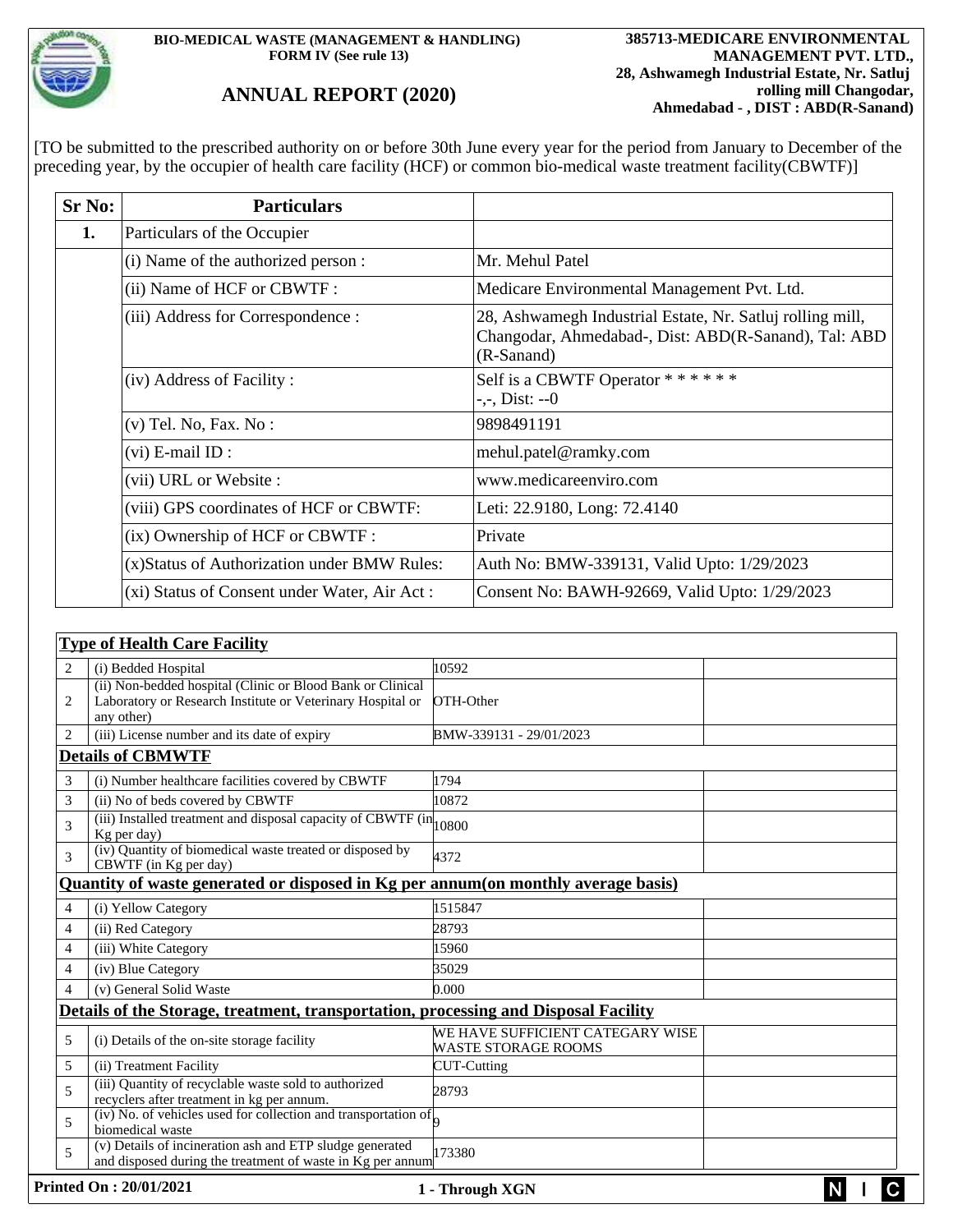BIO-MEDICAL WASTE (MANAGEMENT & HANDLING)
FORM IV (See rule 13)

# ANNUAL REPORT (2020)

**385713-MEDICARE ENVIRONMENTAL MANAGEMENT PVT. LTD., 28, Ashwamegh Industrial Estate, Nr. Satluj rolling mill Changodar, Ahmedabad - , DIST : ABD(R-Sanand)**

[TO be submitted to the prescribed authority on or before 30th June every year for the period from January to December of the preceding year, by the occupier of health care facility (HCF) or common bio-medical waste treatment facility(CBWTF)]

| Sr No: | Particulars | |
|---|---|---|
| 1. | Particulars of the Occupier | |
| | (i) Name of the authorized person : | Mr. Mehul Patel |
| | (ii) Name of HCF or CBWTF : | Medicare Environmental Management Pvt. Ltd. |
| | (iii) Address for Correspondence : | 28, Ashwamegh Industrial Estate, Nr. Satluj rolling mill, Changodar, Ahmedabad-, Dist: ABD(R-Sanand), Tal: ABD (R-Sanand) |
| | (iv) Address of Facility : | Self is a CBWTF Operator * * * * * * -,-, Dist: --0 |
| | (v) Tel. No, Fax. No : | 9898491191 |
| | (vi) E-mail ID : | mehul.patel@ramky.com |
| | (vii) URL or Website : | www.medicareenviro.com |
| | (viii) GPS coordinates of HCF or CBWTF: | Leti: 22.9180, Long: 72.4140 |
| | (ix) Ownership of HCF or CBWTF : | Private |
| | (x)Status of Authorization under BMW Rules: | Auth No: BMW-339131, Valid Upto: 1/29/2023 |
| | (xi) Status of Consent under Water, Air Act : | Consent No: BAWH-92669, Valid Upto: 1/29/2023 |

| | | | |
|---|---|---|---|
| | **Type of Health Care Facility** | | |
| 2 | (i) Bedded Hospital | 10592 | |
| 2 | (ii) Non-bedded hospital (Clinic or Blood Bank or Clinical Laboratory or Research Institute or Veterinary Hospital or any other) | OTH-Other | |
| 2 | (iii) License number and its date of expiry | BMW-339131 - 29/01/2023 | |
| | **Details of CBMWTF** | | |
| 3 | (i) Number healthcare facilities covered by CBWTF | 1794 | |
| 3 | (ii) No of beds covered by CBWTF | 10872 | |
| 3 | (iii) Installed treatment and disposal capacity of CBWTF (in Kg per day) | 10800 | |
| 3 | (iv) Quantity of biomedical waste treated or disposed by CBWTF (in Kg per day) | 4372 | |
| | **Quantity of waste generated or disposed in Kg per annum(on monthly average basis)** | | |
| 4 | (i) Yellow Category | 1515847 | |
| 4 | (ii) Red Category | 28793 | |
| 4 | (iii) White Category | 15960 | |
| 4 | (iv) Blue Category | 35029 | |
| 4 | (v) General Solid Waste | 0.000 | |
| | **Details of the Storage, treatment, transportation, processing and Disposal Facility** | | |
| 5 | (i) Details of the on-site storage facility | WE HAVE SUFFICIENT CATEGARY WISE WASTE STORAGE ROOMS | |
| 5 | (ii) Treatment Facility | CUT-Cutting | |
| 5 | (iii) Quantity of recyclable waste sold to authorized recyclers after treatment in kg per annum. | 28793 | |
| 5 | (iv) No. of vehicles used for collection and transportation of biomedical waste | 9 | |
| 5 | (v) Details of incineration ash and ETP sludge generated and disposed during the treatment of waste in Kg per annum | 173380 | |

**Printed On : 20/01/2021** 1 - Through XGN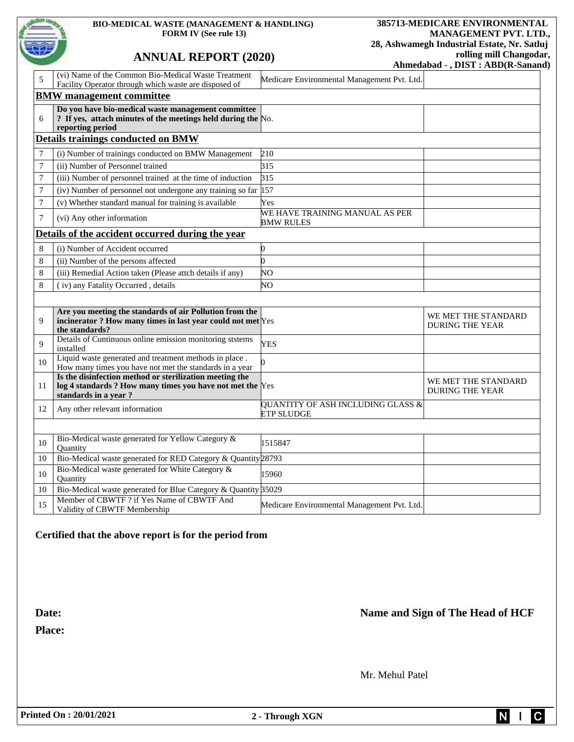| | | | |
|---|---|---|---|
| 5 | (vi) Name of the Common Bio-Medical Waste Treatment Facility Operator through which waste are disposed of | Medicare Environmental Management Pvt. Ltd. | |
| **BMW management committee** | | | |
| 6 | **Do you have bio-medical waste management committee ? If yes, attach minutes of the meetings held during the reporting period** | No. | |
| **Details trainings conducted on BMW** | | | |
| 7 | (i) Number of trainings conducted on BMW Management | 210 | |
| 7 | (ii) Number of Personnel trained | 315 | |
| 7 | (iii) Number of personnel trained at the time of induction | 315 | |
| 7 | (iv) Number of personnel not undergone any training so far | 157 | |
| 7 | (v) Whether standard manual for training is available | Yes | |
| 7 | (vi) Any other information | WE HAVE TRAINING MANUAL AS PER BMW RULES | |
| **Details of the accident occurred during the year** | | | |
| 8 | (i) Number of Accident occurred | 0 | |
| 8 | (ii) Number of the persons affected | 0 | |
| 8 | (iii) Remedial Action taken (Please attch details if any) | NO | |
| 8 | ( iv) any Fatality Occurred , details | NO | |
| | | | |
| 9 | **Are you meeting the standards of air Pollution from the incinerator ? How many times in last year could not met the standards?** | Yes | WE MET THE STANDARD DURING THE YEAR |
| 9 | Details of Cuntinuous online emission monitoring ststems installed | YES | |
| 10 | Liquid waste generated and treatment methods in place . How many times you have not met the standards in a year | 0 | |
| 11 | **Is the disinfection method or sterilization meeting the log 4 standards ? How many times you have not met the standards in a year ?** | Yes | WE MET THE STANDARD DURING THE YEAR |
| 12 | Any other relevant information | QUANTITY OF ASH INCLUDING GLASS & ETP SLUDGE | |
| | | | |
| 10 | Bio-Medical waste generated for Yellow Category & Quantity | 1515847 | |
| 10 | Bio-Medical waste generated for RED Category & Quantity | 28793 | |
| 10 | Bio-Medical waste generated for White Category & Quantity | 15960 | |
| 10 | Bio-Medical waste generated for Blue Category & Quantity | 35029 | |
| 15 | Member of CBWTF ? if Yes Name of CBWTF And Validity of CBWTF Membership | Medicare Environmental Management Pvt. Ltd. | |

**Certified that the above report is for the period from**

**Date:**

**Place:**

**Name and Sign of The Head of HCF**

Mr. Mehul Patel

**Printed On : 20/01/2021**

**2 - Through XGN**